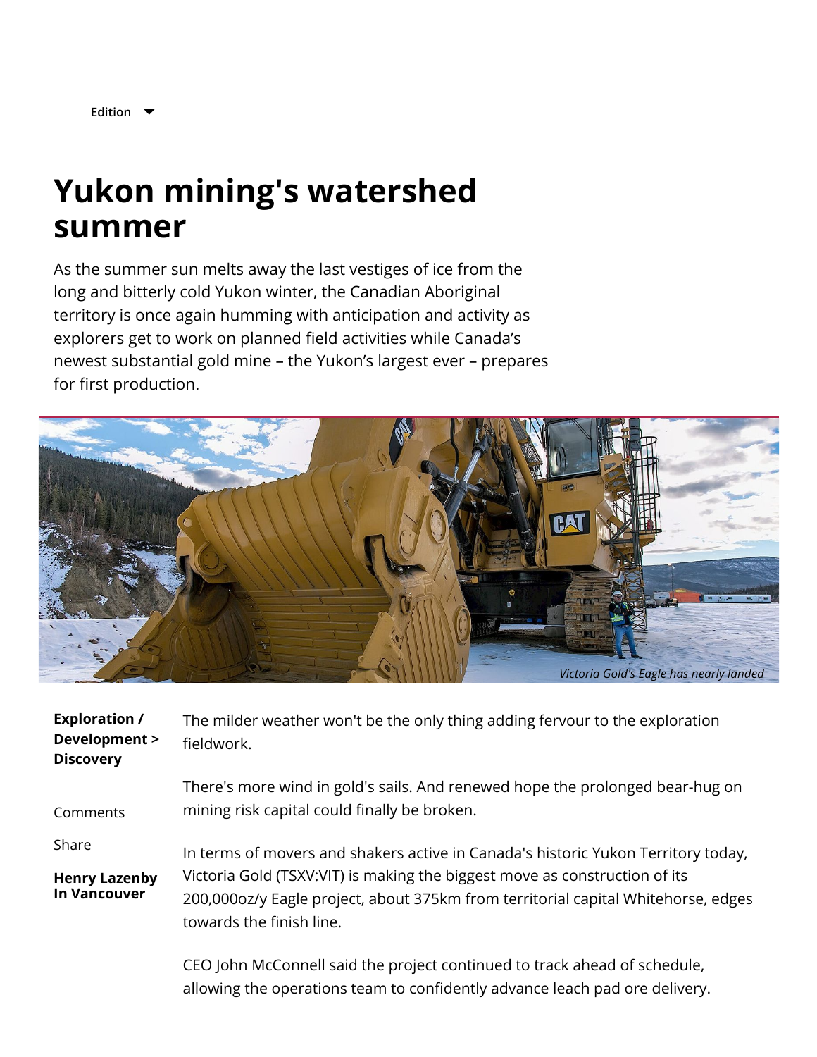Edition

# Yukon mining's watershed summer

As the summer sun melts away the last vestiges of ice from the long and bitterly cold Yukon winter, the Canadian Aboriginal territory is once again humming with anticipation and activity as explorers get to work on planned field activities while Canada's newest substantial gold mine – the Yukon's largest ever – prepares for first production.

*Victoria Gold's Eagle has nearly landed*

**Exploration / Development > Discovery**

Comments

Share

**Henry Lazenby In Vancouver**

The milder weather won't be the only thing adding fervour to the exploration fieldwork.

There's more wind in gold's sails. And renewed hope the prolonged bear-hug on mining risk capital could finally be broken.

In terms of movers and shakers active in Canada's historic Yukon Territory today, Victoria Gold (TSXV:VIT) is making the biggest move as construction of its 200,000oz/y Eagle project, about 375km from territorial capital Whitehorse, edges towards the finish line.

CEO John McConnell said the project continued to track ahead of schedule, allowing the operations team to confidently advance leach pad ore delivery.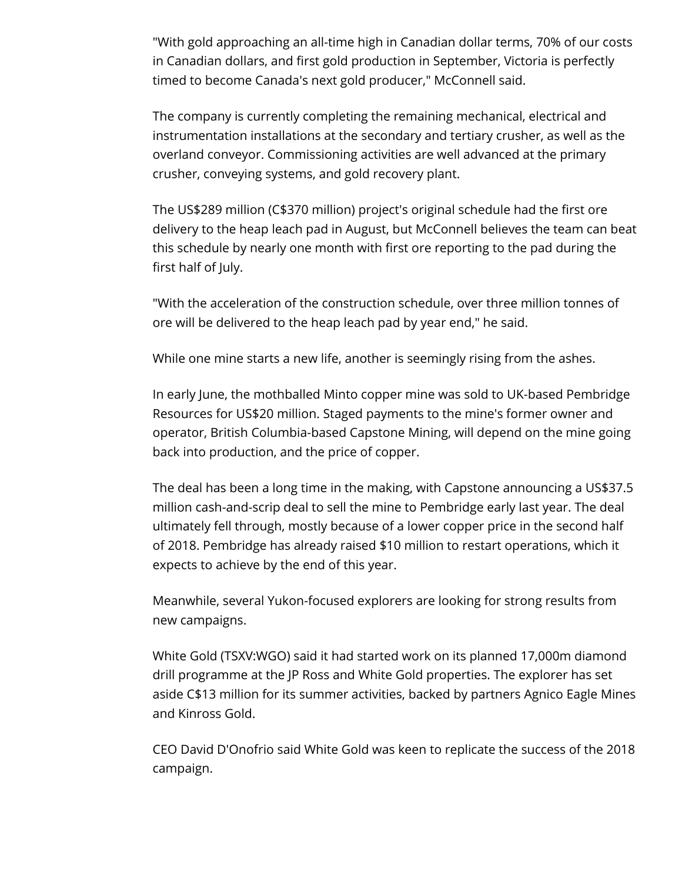"With gold approaching an all-time high in Canadian dollar terms, 70% of our costs in Canadian dollars, and first gold production in September, Victoria is perfectly timed to become Canada's next gold producer," McConnell said.

The company is currently completing the remaining mechanical, electrical and instrumentation installations at the secondary and tertiary crusher, as well as the overland conveyor. Commissioning activities are well advanced at the primary crusher, conveying systems, and gold recovery plant.

The US$289 million (C$370 million) project's original schedule had the first ore delivery to the heap leach pad in August, but McConnell believes the team can beat this schedule by nearly one month with first ore reporting to the pad during the first half of July.

"With the acceleration of the construction schedule, over three million tonnes of ore will be delivered to the heap leach pad by year end," he said.

While one mine starts a new life, another is seemingly rising from the ashes.

In early June, the mothballed Minto copper mine was sold to UK-based Pembridge Resources for US$20 million. Staged payments to the mine's former owner and operator, British Columbia-based Capstone Mining, will depend on the mine going back into production, and the price of copper.

The deal has been a long time in the making, with Capstone announcing a US$37.5 million cash-and-scrip deal to sell the mine to Pembridge early last year. The deal ultimately fell through, mostly because of a lower copper price in the second half of 2018. Pembridge has already raised $10 million to restart operations, which it expects to achieve by the end of this year.

Meanwhile, several Yukon-focused explorers are looking for strong results from new campaigns.

White Gold (TSXV:WGO) said it had started work on its planned 17,000m diamond drill programme at the JP Ross and White Gold properties. The explorer has set aside C$13 million for its summer activities, backed by partners Agnico Eagle Mines and Kinross Gold.

CEO David D'Onofrio said White Gold was keen to replicate the success of the 2018 campaign.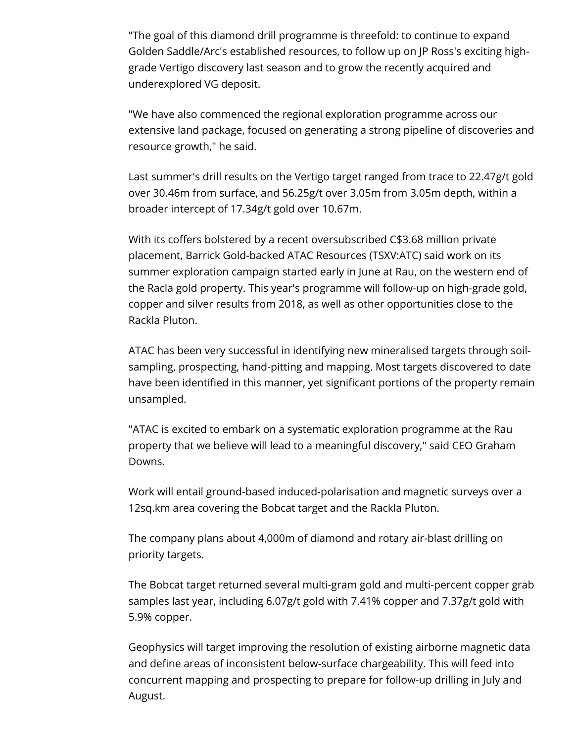"The goal of this diamond drill programme is threefold: to continue to expand Golden Saddle/Arc's established resources, to follow up on JP Ross's exciting high-grade Vertigo discovery last season and to grow the recently acquired and underexplored VG deposit.

"We have also commenced the regional exploration programme across our extensive land package, focused on generating a strong pipeline of discoveries and resource growth," he said.

Last summer's drill results on the Vertigo target ranged from trace to 22.47g/t gold over 30.46m from surface, and 56.25g/t over 3.05m from 3.05m depth, within a broader intercept of 17.34g/t gold over 10.67m.

With its coffers bolstered by a recent oversubscribed C$3.68 million private placement, Barrick Gold-backed ATAC Resources (TSXV:ATC) said work on its summer exploration campaign started early in June at Rau, on the western end of the Racla gold property. This year's programme will follow-up on high-grade gold, copper and silver results from 2018, as well as other opportunities close to the Rackla Pluton.

ATAC has been very successful in identifying new mineralised targets through soil-sampling, prospecting, hand-pitting and mapping. Most targets discovered to date have been identified in this manner, yet significant portions of the property remain unsampled.

"ATAC is excited to embark on a systematic exploration programme at the Rau property that we believe will lead to a meaningful discovery," said CEO Graham Downs.

Work will entail ground-based induced-polarisation and magnetic surveys over a 12sq.km area covering the Bobcat target and the Rackla Pluton.

The company plans about 4,000m of diamond and rotary air-blast drilling on priority targets.

The Bobcat target returned several multi-gram gold and multi-percent copper grab samples last year, including 6.07g/t gold with 7.41% copper and 7.37g/t gold with 5.9% copper.

Geophysics will target improving the resolution of existing airborne magnetic data and define areas of inconsistent below-surface chargeability. This will feed into concurrent mapping and prospecting to prepare for follow-up drilling in July and August.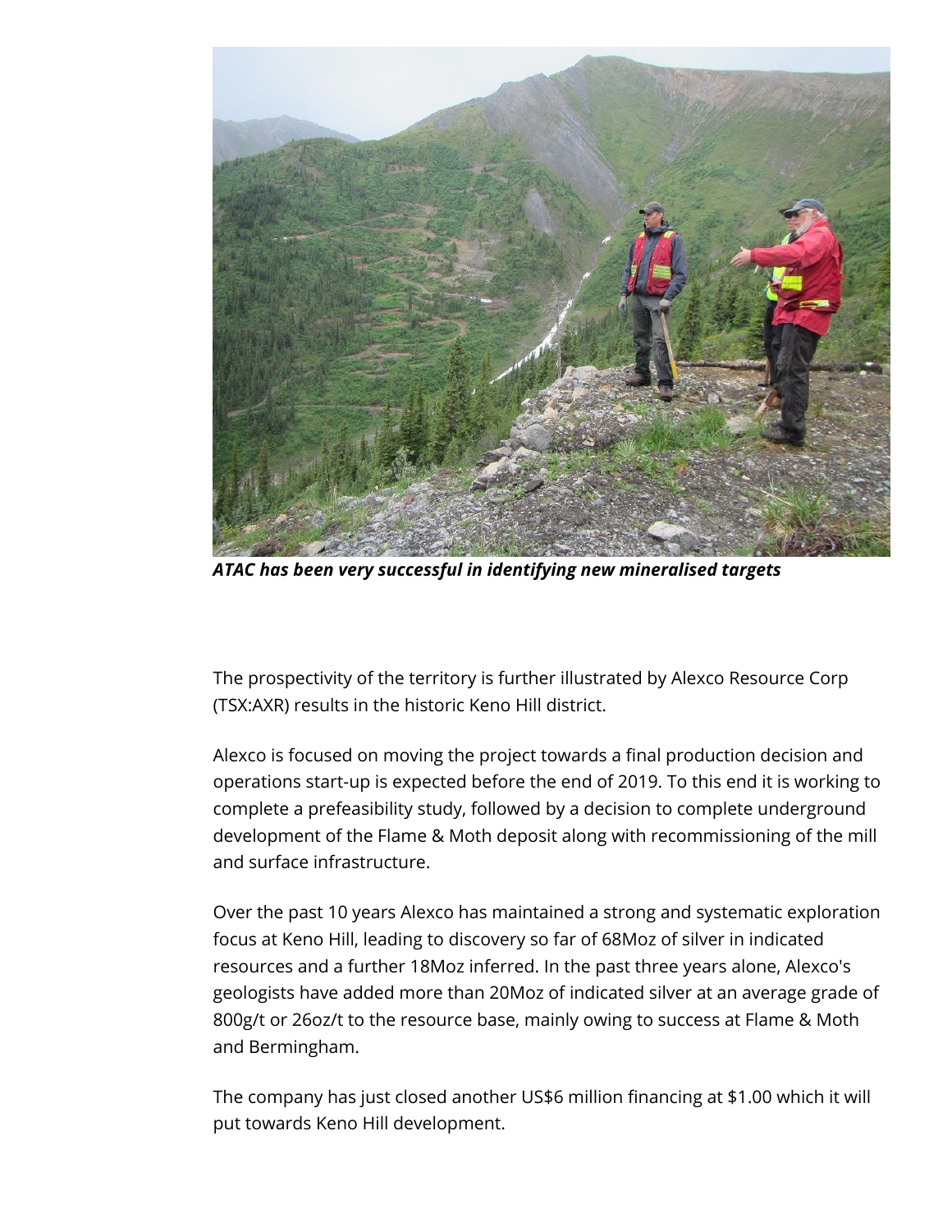***ATAC has been very successful in identifying new mineralised targets***

The prospectivity of the territory is further illustrated by Alexco Resource Corp (TSX:AXR) results in the historic Keno Hill district.

Alexco is focused on moving the project towards a final production decision and operations start-up is expected before the end of 2019. To this end it is working to complete a prefeasibility study, followed by a decision to complete underground development of the Flame & Moth deposit along with recommissioning of the mill and surface infrastructure.

Over the past 10 years Alexco has maintained a strong and systematic exploration focus at Keno Hill, leading to discovery so far of 68Moz of silver in indicated resources and a further 18Moz inferred. In the past three years alone, Alexco's geologists have added more than 20Moz of indicated silver at an average grade of 800g/t or 26oz/t to the resource base, mainly owing to success at Flame & Moth and Bermingham.

The company has just closed another US$6 million financing at $1.00 which it will put towards Keno Hill development.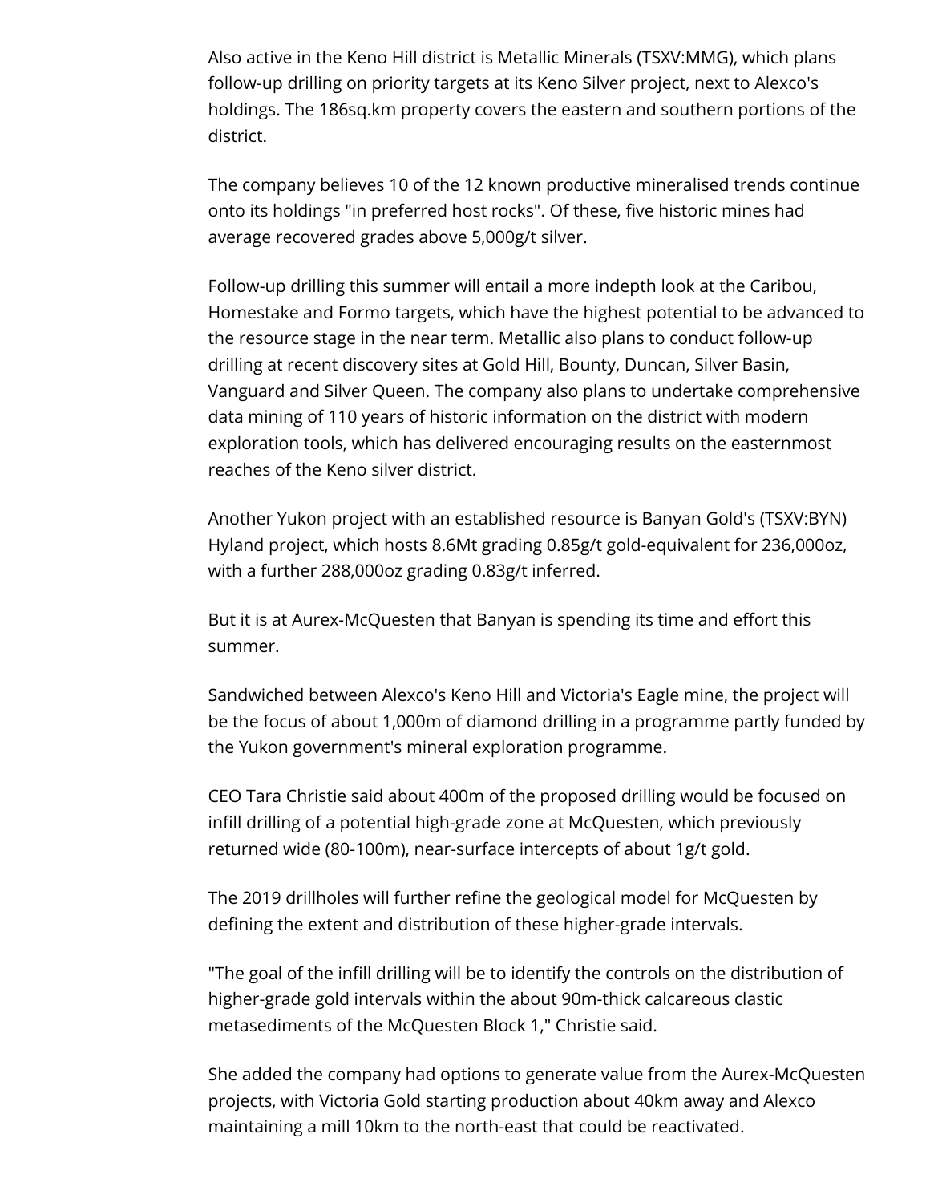Also active in the Keno Hill district is Metallic Minerals (TSXV:MMG), which plans follow-up drilling on priority targets at its Keno Silver project, next to Alexco's holdings. The 186sq.km property covers the eastern and southern portions of the district.

The company believes 10 of the 12 known productive mineralised trends continue onto its holdings "in preferred host rocks". Of these, five historic mines had average recovered grades above 5,000g/t silver.

Follow-up drilling this summer will entail a more indepth look at the Caribou, Homestake and Formo targets, which have the highest potential to be advanced to the resource stage in the near term. Metallic also plans to conduct follow-up drilling at recent discovery sites at Gold Hill, Bounty, Duncan, Silver Basin, Vanguard and Silver Queen. The company also plans to undertake comprehensive data mining of 110 years of historic information on the district with modern exploration tools, which has delivered encouraging results on the easternmost reaches of the Keno silver district.

Another Yukon project with an established resource is Banyan Gold's (TSXV:BYN) Hyland project, which hosts 8.6Mt grading 0.85g/t gold-equivalent for 236,000oz, with a further 288,000oz grading 0.83g/t inferred.

But it is at Aurex-McQuesten that Banyan is spending its time and effort this summer.

Sandwiched between Alexco's Keno Hill and Victoria's Eagle mine, the project will be the focus of about 1,000m of diamond drilling in a programme partly funded by the Yukon government's mineral exploration programme.

CEO Tara Christie said about 400m of the proposed drilling would be focused on infill drilling of a potential high-grade zone at McQuesten, which previously returned wide (80-100m), near-surface intercepts of about 1g/t gold.

The 2019 drillholes will further refine the geological model for McQuesten by defining the extent and distribution of these higher-grade intervals.

"The goal of the infill drilling will be to identify the controls on the distribution of higher-grade gold intervals within the about 90m-thick calcareous clastic metasediments of the McQuesten Block 1," Christie said.

She added the company had options to generate value from the Aurex-McQuesten projects, with Victoria Gold starting production about 40km away and Alexco maintaining a mill 10km to the north-east that could be reactivated.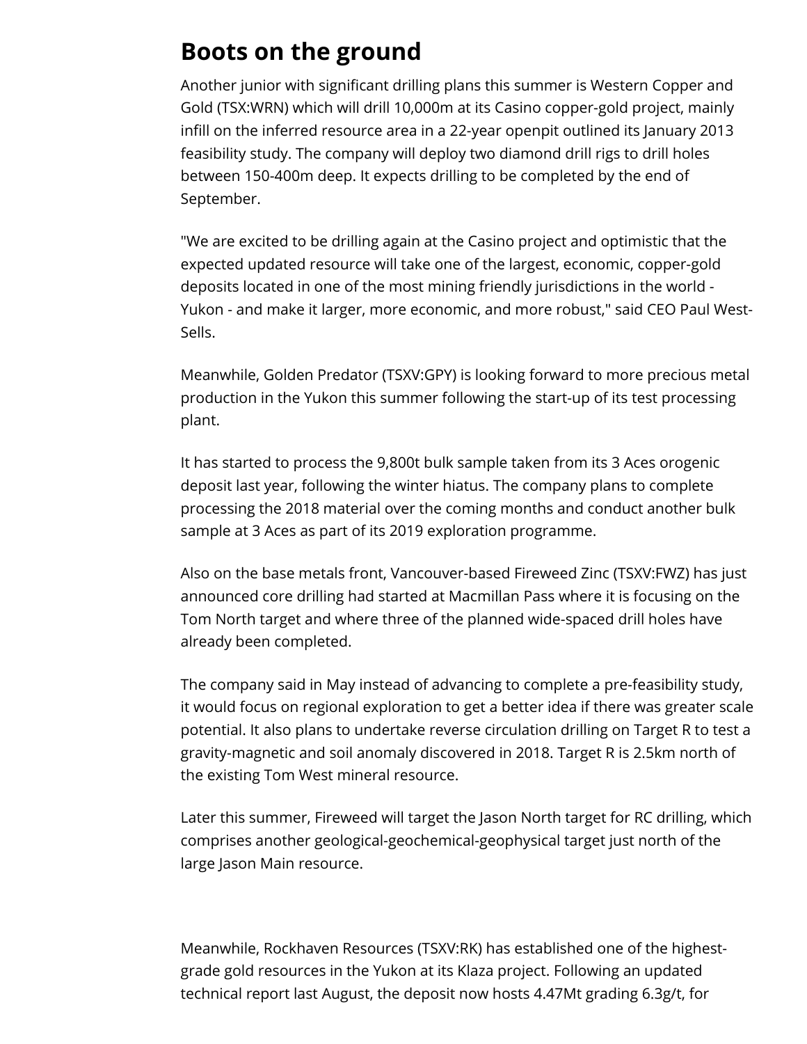## Boots on the ground

Another junior with significant drilling plans this summer is Western Copper and Gold (TSX:WRN) which will drill 10,000m at its Casino copper-gold project, mainly infill on the inferred resource area in a 22-year openpit outlined its January 2013 feasibility study. The company will deploy two diamond drill rigs to drill holes between 150-400m deep. It expects drilling to be completed by the end of September.

"We are excited to be drilling again at the Casino project and optimistic that the expected updated resource will take one of the largest, economic, copper-gold deposits located in one of the most mining friendly jurisdictions in the world - Yukon - and make it larger, more economic, and more robust," said CEO Paul West-Sells.

Meanwhile, Golden Predator (TSXV:GPY) is looking forward to more precious metal production in the Yukon this summer following the start-up of its test processing plant.

It has started to process the 9,800t bulk sample taken from its 3 Aces orogenic deposit last year, following the winter hiatus. The company plans to complete processing the 2018 material over the coming months and conduct another bulk sample at 3 Aces as part of its 2019 exploration programme.

Also on the base metals front, Vancouver-based Fireweed Zinc (TSXV:FWZ) has just announced core drilling had started at Macmillan Pass where it is focusing on the Tom North target and where three of the planned wide-spaced drill holes have already been completed.

The company said in May instead of advancing to complete a pre-feasibility study, it would focus on regional exploration to get a better idea if there was greater scale potential. It also plans to undertake reverse circulation drilling on Target R to test a gravity-magnetic and soil anomaly discovered in 2018. Target R is 2.5km north of the existing Tom West mineral resource.

Later this summer, Fireweed will target the Jason North target for RC drilling, which comprises another geological-geochemical-geophysical target just north of the large Jason Main resource.

Meanwhile, Rockhaven Resources (TSXV:RK) has established one of the highest-grade gold resources in the Yukon at its Klaza project. Following an updated technical report last August, the deposit now hosts 4.47Mt grading 6.3g/t, for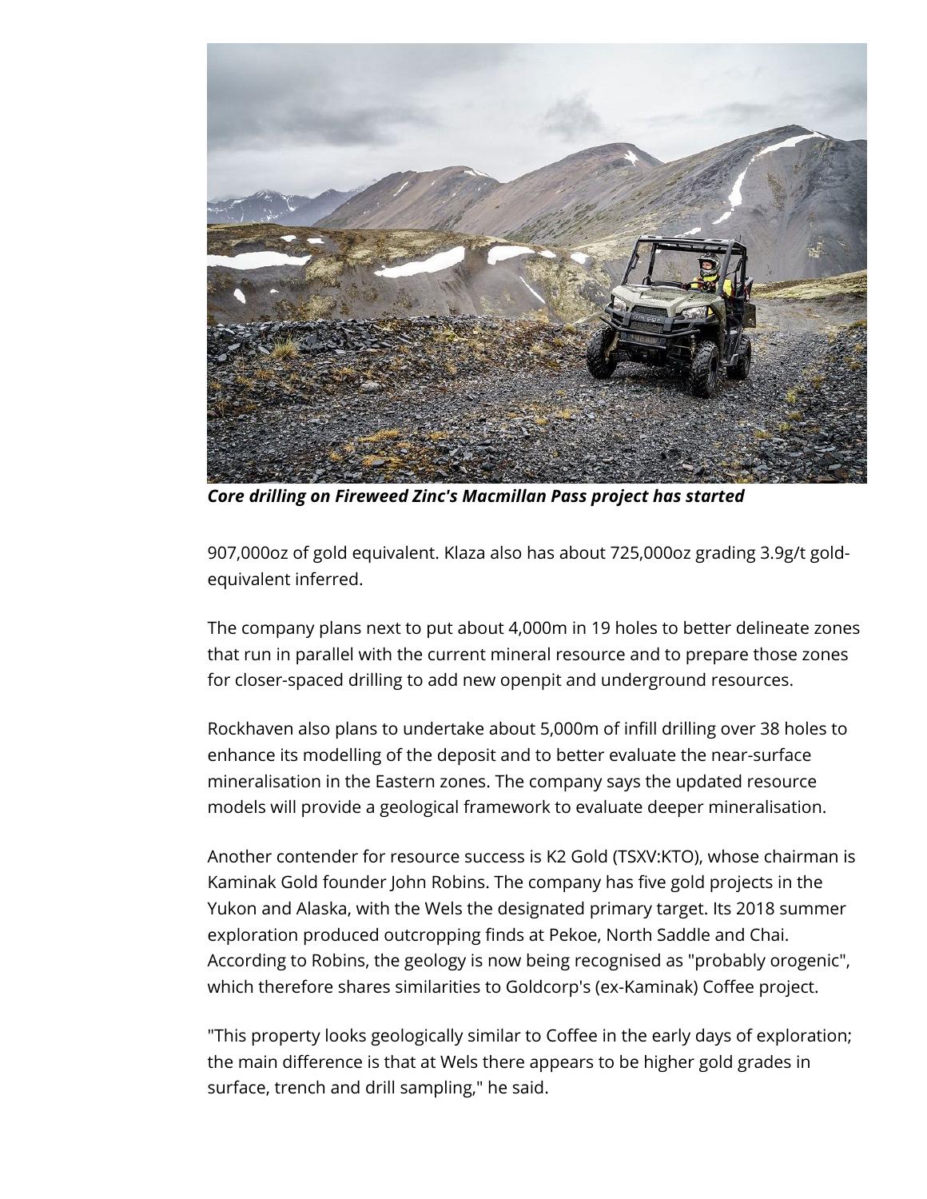***Core drilling on Fireweed Zinc's Macmillan Pass project has started***

907,000oz of gold equivalent. Klaza also has about 725,000oz grading 3.9g/t gold-equivalent inferred.

The company plans next to put about 4,000m in 19 holes to better delineate zones that run in parallel with the current mineral resource and to prepare those zones for closer-spaced drilling to add new openpit and underground resources.

Rockhaven also plans to undertake about 5,000m of infill drilling over 38 holes to enhance its modelling of the deposit and to better evaluate the near-surface mineralisation in the Eastern zones. The company says the updated resource models will provide a geological framework to evaluate deeper mineralisation.

Another contender for resource success is K2 Gold (TSXV:KTO), whose chairman is Kaminak Gold founder John Robins. The company has five gold projects in the Yukon and Alaska, with the Wels the designated primary target. Its 2018 summer exploration produced outcropping finds at Pekoe, North Saddle and Chai. According to Robins, the geology is now being recognised as "probably orogenic", which therefore shares similarities to Goldcorp's (ex-Kaminak) Coffee project.

"This property looks geologically similar to Coffee in the early days of exploration; the main difference is that at Wels there appears to be higher gold grades in surface, trench and drill sampling," he said.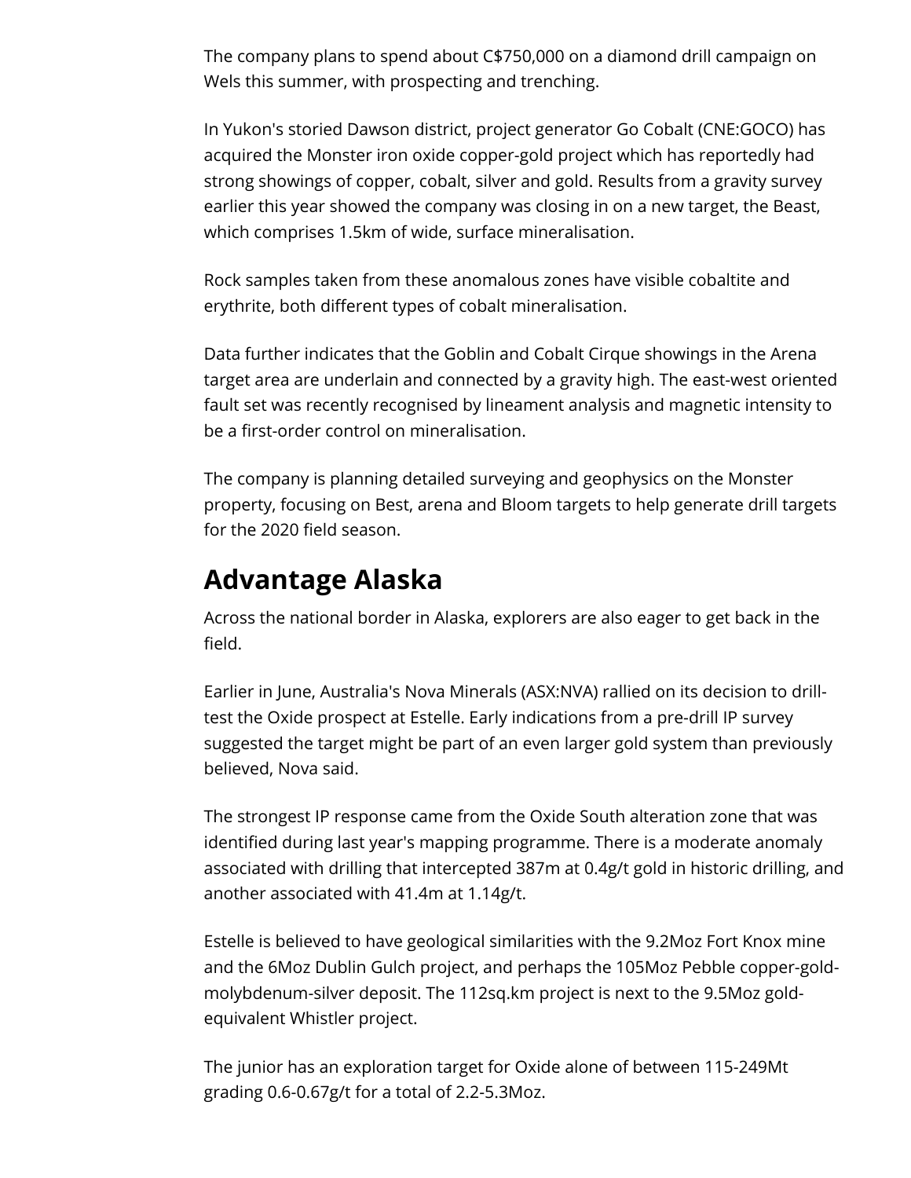The company plans to spend about C$750,000 on a diamond drill campaign on Wels this summer, with prospecting and trenching.

In Yukon's storied Dawson district, project generator Go Cobalt (CNE:GOCO) has acquired the Monster iron oxide copper-gold project which has reportedly had strong showings of copper, cobalt, silver and gold. Results from a gravity survey earlier this year showed the company was closing in on a new target, the Beast, which comprises 1.5km of wide, surface mineralisation.

Rock samples taken from these anomalous zones have visible cobaltite and erythrite, both different types of cobalt mineralisation.

Data further indicates that the Goblin and Cobalt Cirque showings in the Arena target area are underlain and connected by a gravity high. The east-west oriented fault set was recently recognised by lineament analysis and magnetic intensity to be a first-order control on mineralisation.

The company is planning detailed surveying and geophysics on the Monster property, focusing on Best, arena and Bloom targets to help generate drill targets for the 2020 field season.

## Advantage Alaska

Across the national border in Alaska, explorers are also eager to get back in the field.

Earlier in June, Australia's Nova Minerals (ASX:NVA) rallied on its decision to drill-test the Oxide prospect at Estelle. Early indications from a pre-drill IP survey suggested the target might be part of an even larger gold system than previously believed, Nova said.

The strongest IP response came from the Oxide South alteration zone that was identified during last year's mapping programme. There is a moderate anomaly associated with drilling that intercepted 387m at 0.4g/t gold in historic drilling, and another associated with 41.4m at 1.14g/t.

Estelle is believed to have geological similarities with the 9.2Moz Fort Knox mine and the 6Moz Dublin Gulch project, and perhaps the 105Moz Pebble copper-gold-molybdenum-silver deposit. The 112sq.km project is next to the 9.5Moz gold-equivalent Whistler project.

The junior has an exploration target for Oxide alone of between 115-249Mt grading 0.6-0.67g/t for a total of 2.2-5.3Moz.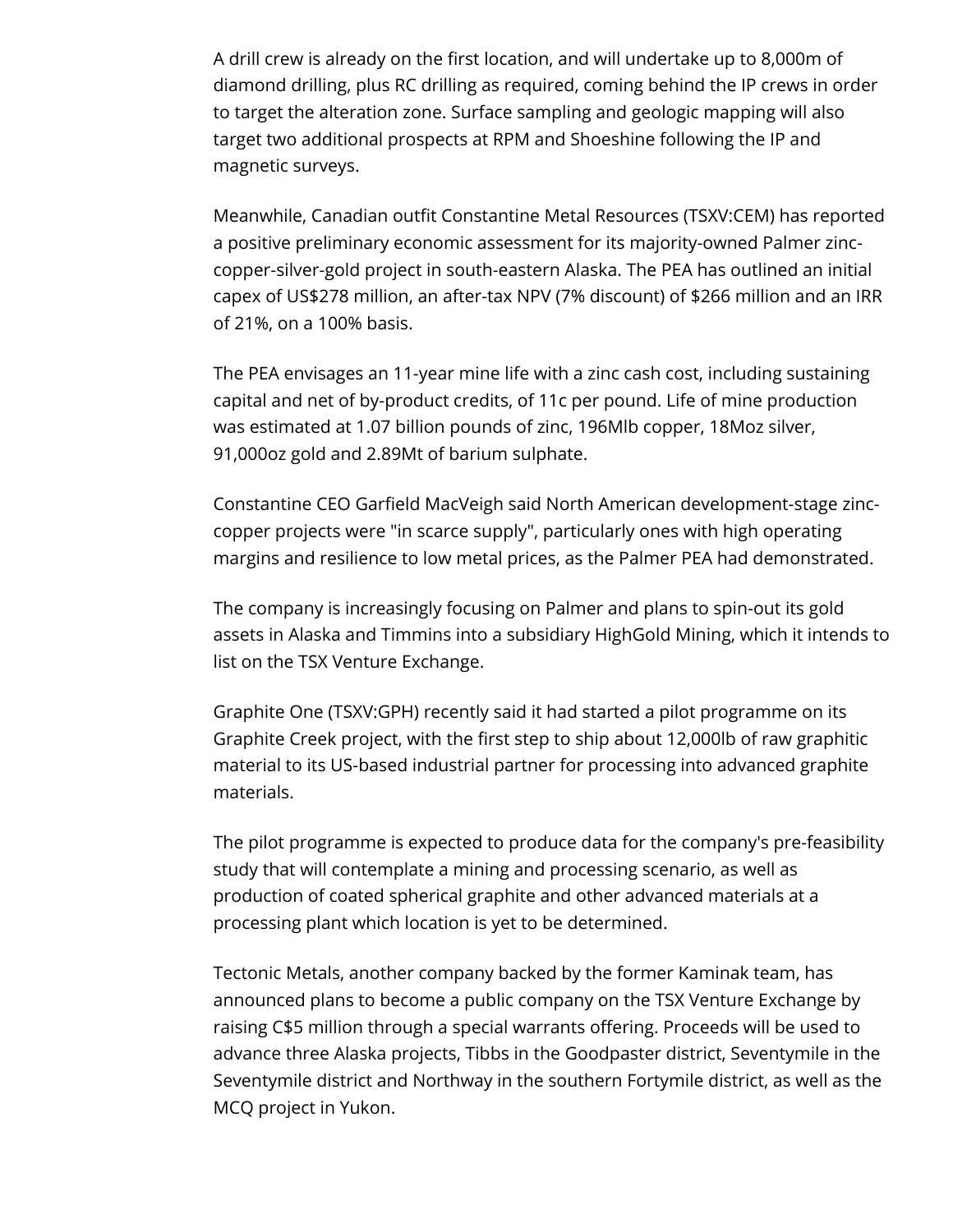A drill crew is already on the first location, and will undertake up to 8,000m of diamond drilling, plus RC drilling as required, coming behind the IP crews in order to target the alteration zone. Surface sampling and geologic mapping will also target two additional prospects at RPM and Shoeshine following the IP and magnetic surveys.

Meanwhile, Canadian outfit Constantine Metal Resources (TSXV:CEM) has reported a positive preliminary economic assessment for its majority-owned Palmer zinc-copper-silver-gold project in south-eastern Alaska. The PEA has outlined an initial capex of US$278 million, an after-tax NPV (7% discount) of $266 million and an IRR of 21%, on a 100% basis.

The PEA envisages an 11-year mine life with a zinc cash cost, including sustaining capital and net of by-product credits, of 11c per pound. Life of mine production was estimated at 1.07 billion pounds of zinc, 196Mlb copper, 18Moz silver, 91,000oz gold and 2.89Mt of barium sulphate.

Constantine CEO Garfield MacVeigh said North American development-stage zinc-copper projects were "in scarce supply", particularly ones with high operating margins and resilience to low metal prices, as the Palmer PEA had demonstrated.

The company is increasingly focusing on Palmer and plans to spin-out its gold assets in Alaska and Timmins into a subsidiary HighGold Mining, which it intends to list on the TSX Venture Exchange.

Graphite One (TSXV:GPH) recently said it had started a pilot programme on its Graphite Creek project, with the first step to ship about 12,000lb of raw graphitic material to its US-based industrial partner for processing into advanced graphite materials.

The pilot programme is expected to produce data for the company's pre-feasibility study that will contemplate a mining and processing scenario, as well as production of coated spherical graphite and other advanced materials at a processing plant which location is yet to be determined.

Tectonic Metals, another company backed by the former Kaminak team, has announced plans to become a public company on the TSX Venture Exchange by raising C$5 million through a special warrants offering. Proceeds will be used to advance three Alaska projects, Tibbs in the Goodpaster district, Seventymile in the Seventymile district and Northway in the southern Fortymile district, as well as the MCQ project in Yukon.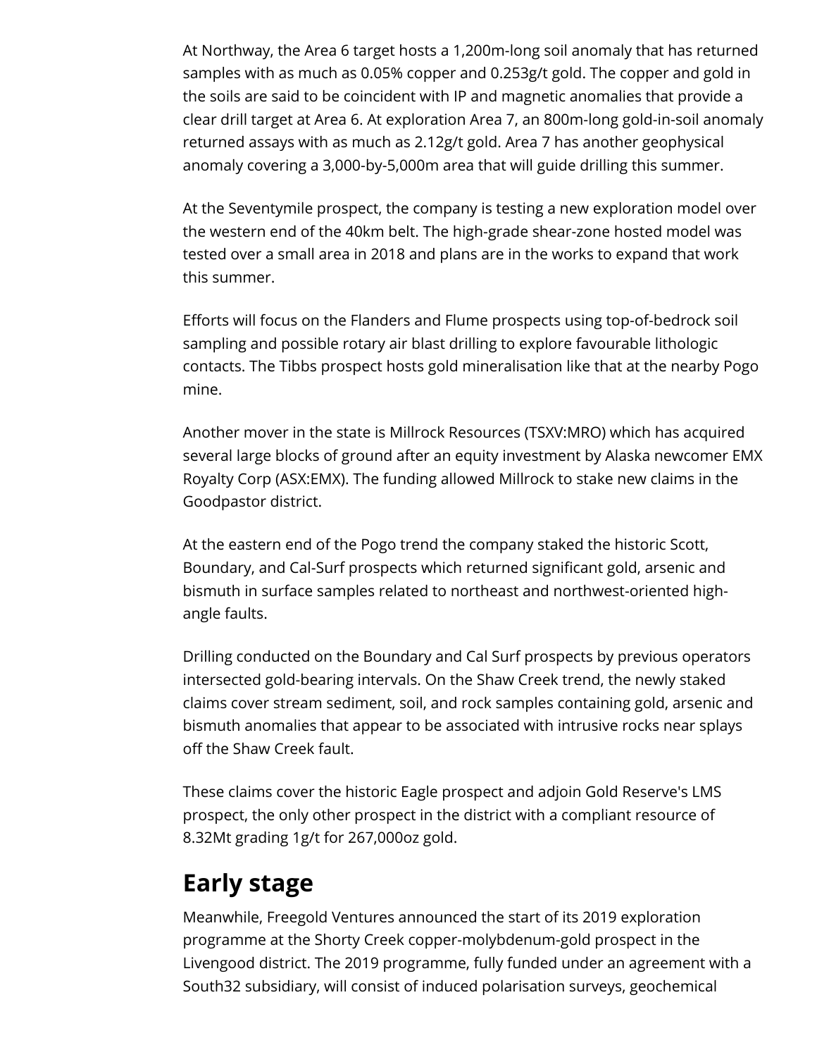At Northway, the Area 6 target hosts a 1,200m-long soil anomaly that has returned samples with as much as 0.05% copper and 0.253g/t gold. The copper and gold in the soils are said to be coincident with IP and magnetic anomalies that provide a clear drill target at Area 6. At exploration Area 7, an 800m-long gold-in-soil anomaly returned assays with as much as 2.12g/t gold. Area 7 has another geophysical anomaly covering a 3,000-by-5,000m area that will guide drilling this summer.

At the Seventymile prospect, the company is testing a new exploration model over the western end of the 40km belt. The high-grade shear-zone hosted model was tested over a small area in 2018 and plans are in the works to expand that work this summer.

Efforts will focus on the Flanders and Flume prospects using top-of-bedrock soil sampling and possible rotary air blast drilling to explore favourable lithologic contacts. The Tibbs prospect hosts gold mineralisation like that at the nearby Pogo mine.

Another mover in the state is Millrock Resources (TSXV:MRO) which has acquired several large blocks of ground after an equity investment by Alaska newcomer EMX Royalty Corp (ASX:EMX). The funding allowed Millrock to stake new claims in the Goodpastor district.

At the eastern end of the Pogo trend the company staked the historic Scott, Boundary, and Cal-Surf prospects which returned significant gold, arsenic and bismuth in surface samples related to northeast and northwest-oriented high-angle faults.

Drilling conducted on the Boundary and Cal Surf prospects by previous operators intersected gold-bearing intervals. On the Shaw Creek trend, the newly staked claims cover stream sediment, soil, and rock samples containing gold, arsenic and bismuth anomalies that appear to be associated with intrusive rocks near splays off the Shaw Creek fault.

These claims cover the historic Eagle prospect and adjoin Gold Reserve's LMS prospect, the only other prospect in the district with a compliant resource of 8.32Mt grading 1g/t for 267,000oz gold.

## Early stage

Meanwhile, Freegold Ventures announced the start of its 2019 exploration programme at the Shorty Creek copper-molybdenum-gold prospect in the Livengood district. The 2019 programme, fully funded under an agreement with a South32 subsidiary, will consist of induced polarisation surveys, geochemical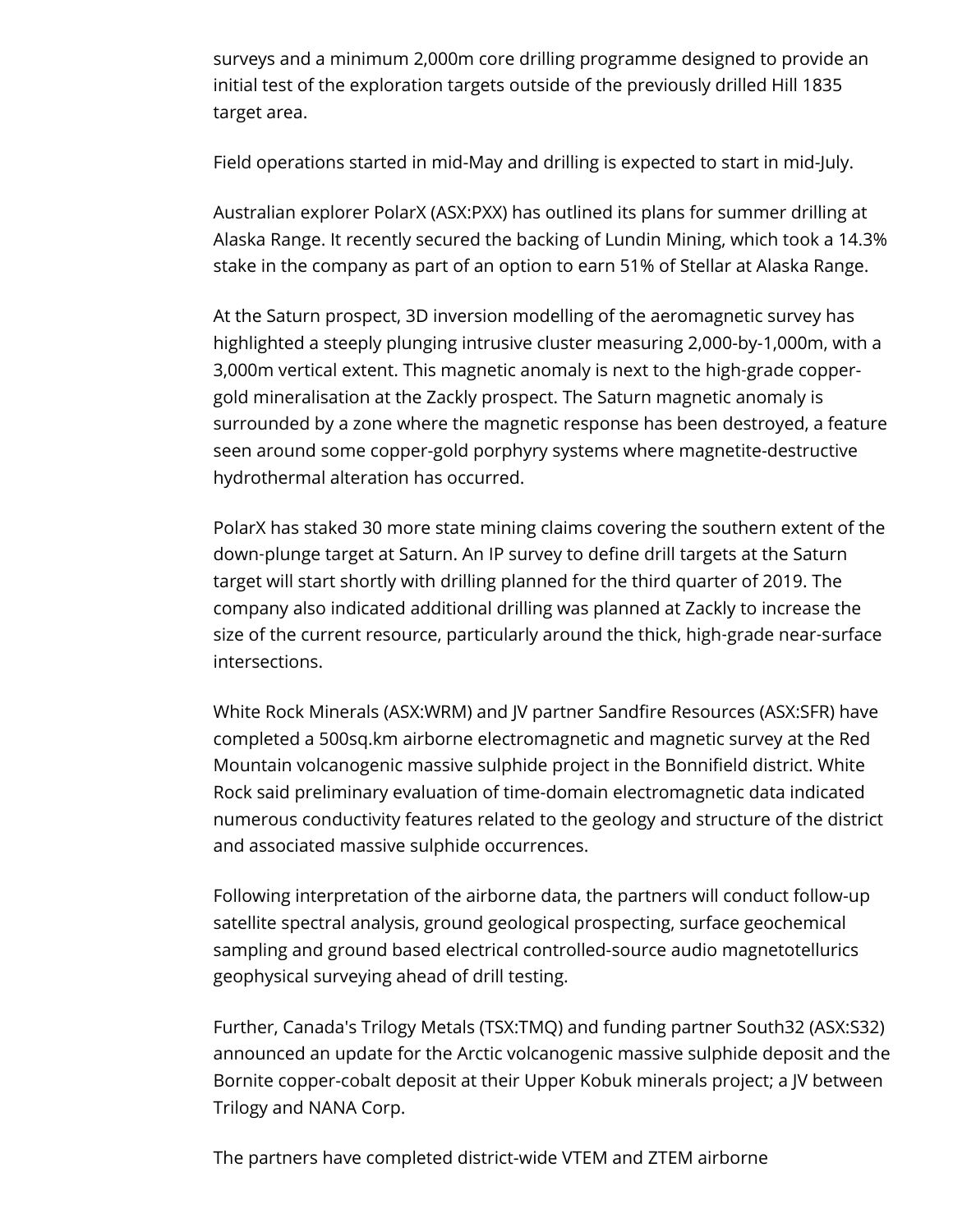surveys and a minimum 2,000m core drilling programme designed to provide an initial test of the exploration targets outside of the previously drilled Hill 1835 target area.

Field operations started in mid-May and drilling is expected to start in mid-July.

Australian explorer PolarX (ASX:PXX) has outlined its plans for summer drilling at Alaska Range. It recently secured the backing of Lundin Mining, which took a 14.3% stake in the company as part of an option to earn 51% of Stellar at Alaska Range.

At the Saturn prospect, 3D inversion modelling of the aeromagnetic survey has highlighted a steeply plunging intrusive cluster measuring 2,000-by-1,000m, with a 3,000m vertical extent. This magnetic anomaly is next to the high-grade copper-gold mineralisation at the Zackly prospect. The Saturn magnetic anomaly is surrounded by a zone where the magnetic response has been destroyed, a feature seen around some copper-gold porphyry systems where magnetite-destructive hydrothermal alteration has occurred.

PolarX has staked 30 more state mining claims covering the southern extent of the down-plunge target at Saturn. An IP survey to define drill targets at the Saturn target will start shortly with drilling planned for the third quarter of 2019. The company also indicated additional drilling was planned at Zackly to increase the size of the current resource, particularly around the thick, high-grade near-surface intersections.

White Rock Minerals (ASX:WRM) and JV partner Sandfire Resources (ASX:SFR) have completed a 500sq.km airborne electromagnetic and magnetic survey at the Red Mountain volcanogenic massive sulphide project in the Bonnifield district. White Rock said preliminary evaluation of time-domain electromagnetic data indicated numerous conductivity features related to the geology and structure of the district and associated massive sulphide occurrences.

Following interpretation of the airborne data, the partners will conduct follow-up satellite spectral analysis, ground geological prospecting, surface geochemical sampling and ground based electrical controlled-source audio magnetotellurics geophysical surveying ahead of drill testing.

Further, Canada's Trilogy Metals (TSX:TMQ) and funding partner South32 (ASX:S32) announced an update for the Arctic volcanogenic massive sulphide deposit and the Bornite copper-cobalt deposit at their Upper Kobuk minerals project; a JV between Trilogy and NANA Corp.

The partners have completed district-wide VTEM and ZTEM airborne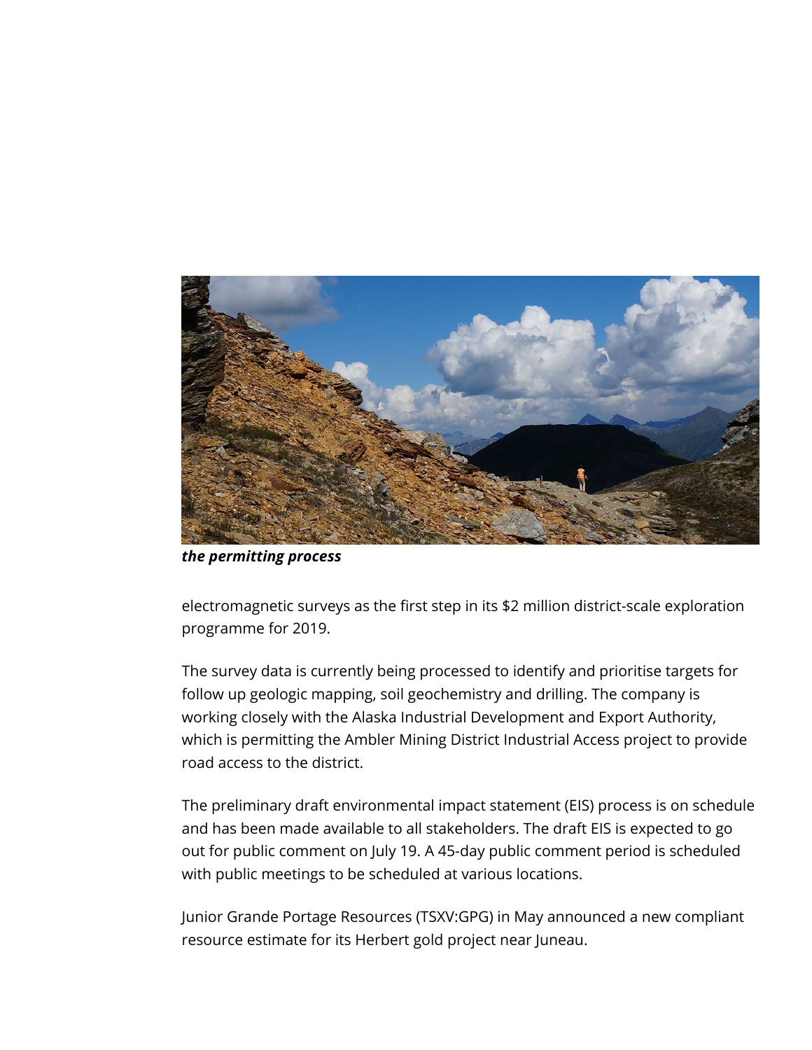***the permitting process***

electromagnetic surveys as the first step in its $2 million district-scale exploration programme for 2019.

The survey data is currently being processed to identify and prioritise targets for follow up geologic mapping, soil geochemistry and drilling. The company is working closely with the Alaska Industrial Development and Export Authority, which is permitting the Ambler Mining District Industrial Access project to provide road access to the district.

The preliminary draft environmental impact statement (EIS) process is on schedule and has been made available to all stakeholders. The draft EIS is expected to go out for public comment on July 19. A 45-day public comment period is scheduled with public meetings to be scheduled at various locations.

Junior Grande Portage Resources (TSXV:GPG) in May announced a new compliant resource estimate for its Herbert gold project near Juneau.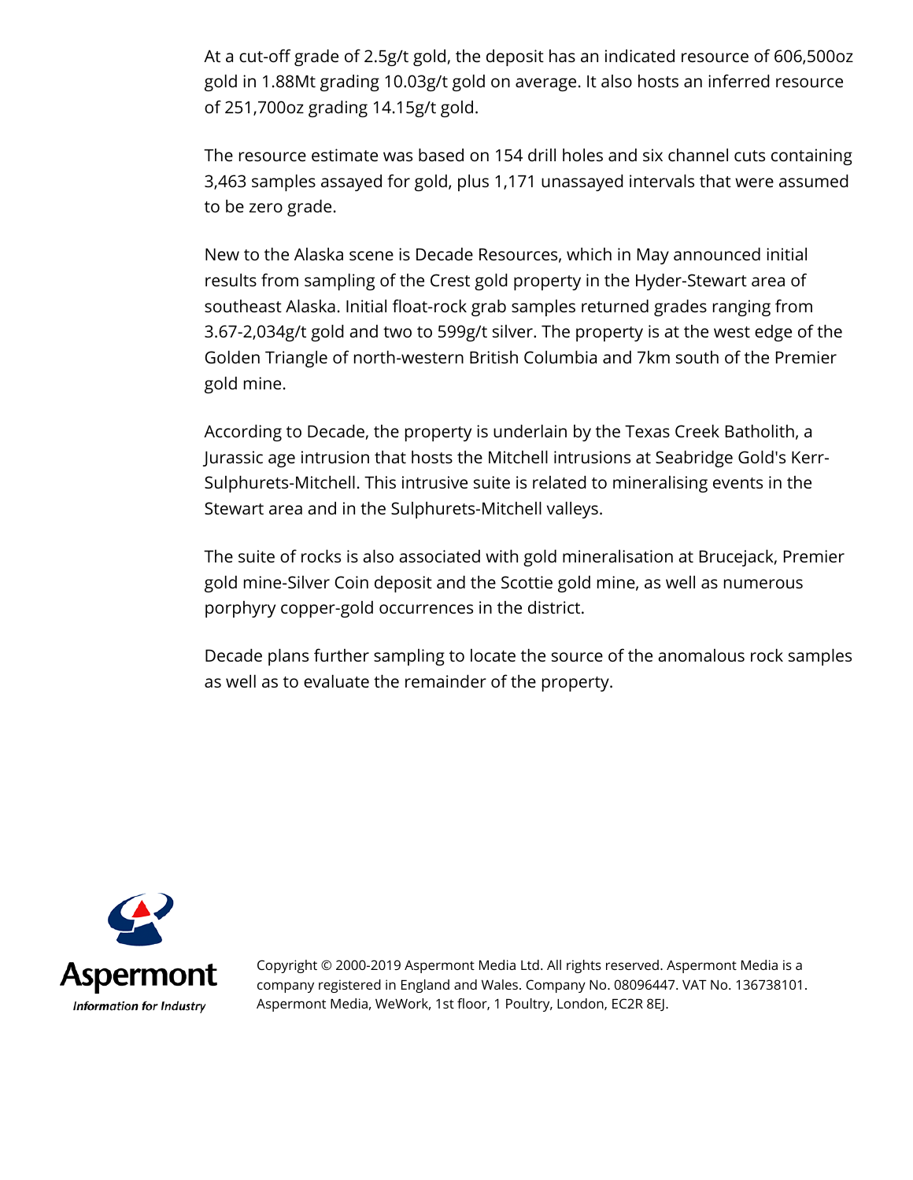At a cut-off grade of 2.5g/t gold, the deposit has an indicated resource of 606,500oz gold in 1.88Mt grading 10.03g/t gold on average. It also hosts an inferred resource of 251,700oz grading 14.15g/t gold.

The resource estimate was based on 154 drill holes and six channel cuts containing 3,463 samples assayed for gold, plus 1,171 unassayed intervals that were assumed to be zero grade.

New to the Alaska scene is Decade Resources, which in May announced initial results from sampling of the Crest gold property in the Hyder-Stewart area of southeast Alaska. Initial float-rock grab samples returned grades ranging from 3.67-2,034g/t gold and two to 599g/t silver. The property is at the west edge of the Golden Triangle of north-western British Columbia and 7km south of the Premier gold mine.

According to Decade, the property is underlain by the Texas Creek Batholith, a Jurassic age intrusion that hosts the Mitchell intrusions at Seabridge Gold's Kerr-Sulphurets-Mitchell. This intrusive suite is related to mineralising events in the Stewart area and in the Sulphurets-Mitchell valleys.

The suite of rocks is also associated with gold mineralisation at Brucejack, Premier gold mine-Silver Coin deposit and the Scottie gold mine, as well as numerous porphyry copper-gold occurrences in the district.

Decade plans further sampling to locate the source of the anomalous rock samples as well as to evaluate the remainder of the property.

Aspermont
*Information for Industry*

Copyright © 2000-2019 Aspermont Media Ltd. All rights reserved. Aspermont Media is a company registered in England and Wales. Company No. 08096447. VAT No. 136738101. Aspermont Media, WeWork, 1st floor, 1 Poultry, London, EC2R 8EJ.